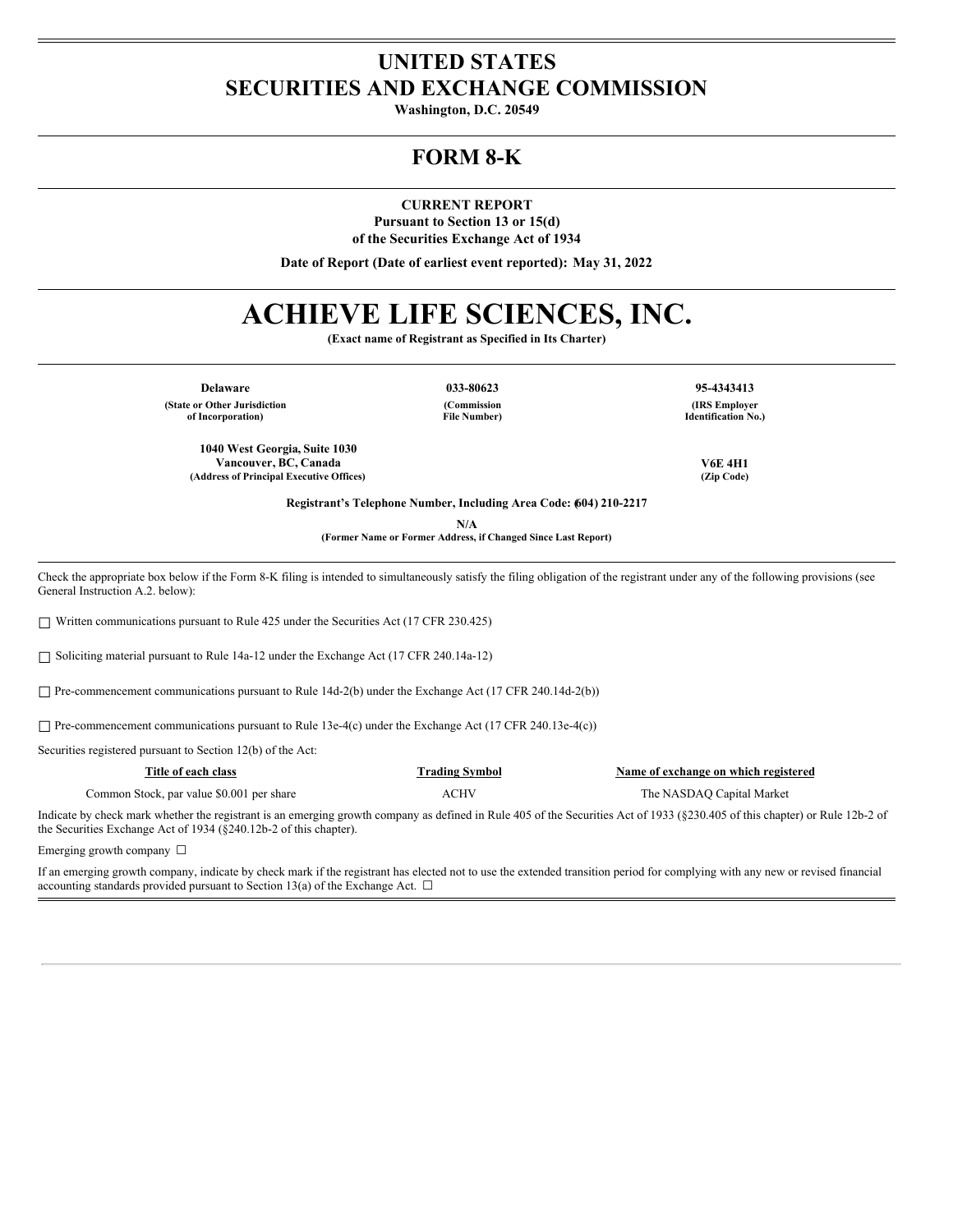# UNITED STATES
# SECURITIES AND EXCHANGE COMMISSION

**Washington, D.C. 20549**

## FORM 8-K

**CURRENT REPORT**
**Pursuant to Section 13 or 15(d)**
**of the Securities Exchange Act of 1934**

**Date of Report (Date of earliest event reported): May 31, 2022**

# ACHIEVE LIFE SCIENCES, INC.

**(Exact name of Registrant as Specified in Its Charter)**

| Delaware | 033-80623 | 95-4343413 |
|---|---|---|
| (State or Other Jurisdiction of Incorporation) | (Commission File Number) | (IRS Employer Identification No.) |

| 1040 West Georgia, Suite 1030 Vancouver, BC, Canada | V6E 4H1 |
|---|---|
| (Address of Principal Executive Offices) | (Zip Code) |

**Registrant's Telephone Number, Including Area Code: (604) 210-2217**

**N/A**
**(Former Name or Former Address, if Changed Since Last Report)**

Check the appropriate box below if the Form 8-K filing is intended to simultaneously satisfy the filing obligation of the registrant under any of the following provisions (see General Instruction A.2. below):

☐ Written communications pursuant to Rule 425 under the Securities Act (17 CFR 230.425)

☐ Soliciting material pursuant to Rule 14a-12 under the Exchange Act (17 CFR 240.14a-12)

☐ Pre-commencement communications pursuant to Rule 14d-2(b) under the Exchange Act (17 CFR 240.14d-2(b))

☐ Pre-commencement communications pursuant to Rule 13e-4(c) under the Exchange Act (17 CFR 240.13e-4(c))

Securities registered pursuant to Section 12(b) of the Act:

| Title of each class | Trading Symbol | Name of exchange on which registered |
|---|---|---|
| Common Stock, par value $0.001 per share | ACHV | The NASDAQ Capital Market |

Indicate by check mark whether the registrant is an emerging growth company as defined in Rule 405 of the Securities Act of 1933 (§230.405 of this chapter) or Rule 12b-2 of the Securities Exchange Act of 1934 (§240.12b-2 of this chapter).

Emerging growth company ☐

If an emerging growth company, indicate by check mark if the registrant has elected not to use the extended transition period for complying with any new or revised financial accounting standards provided pursuant to Section 13(a) of the Exchange Act. ☐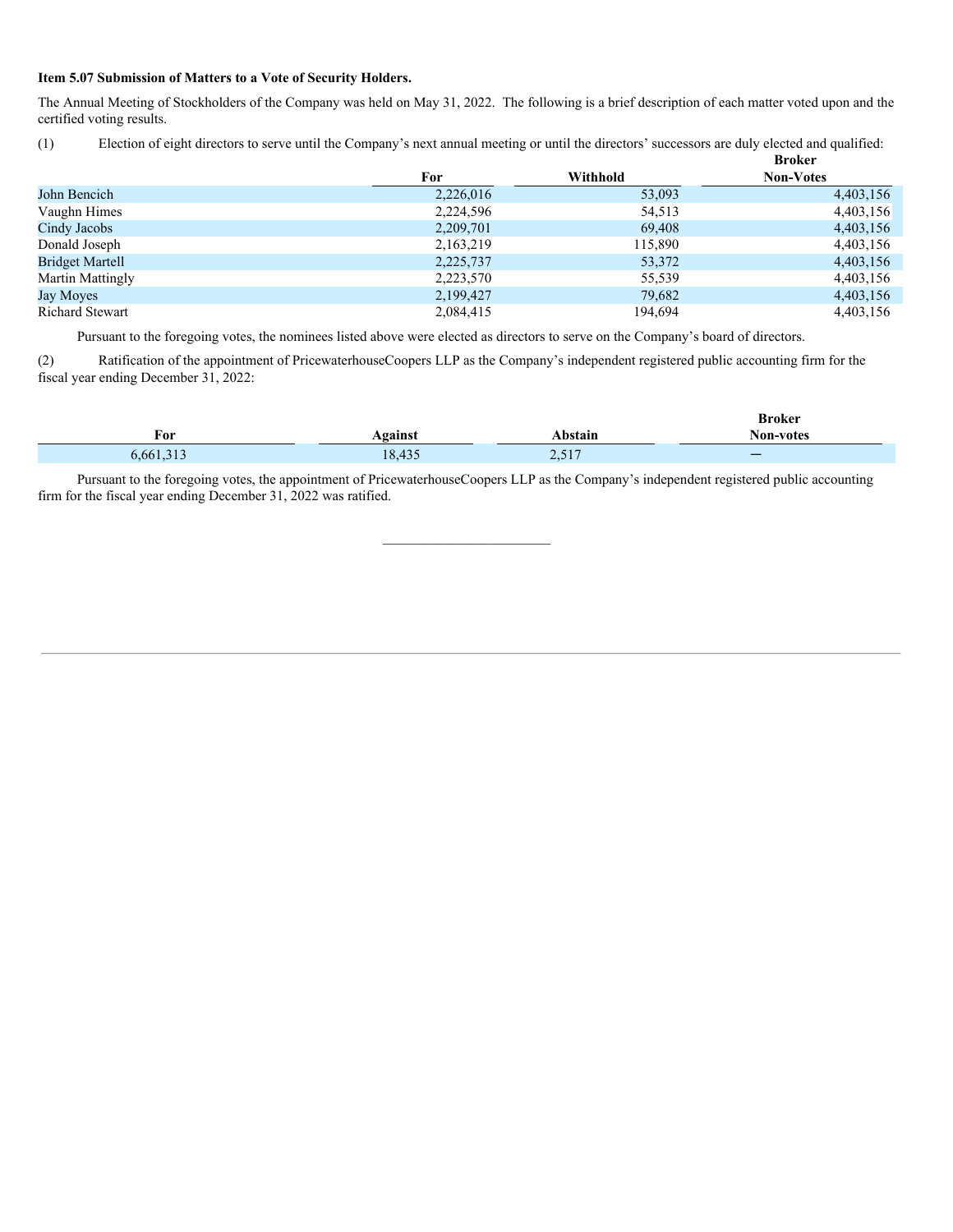**Item 5.07 Submission of Matters to a Vote of Security Holders.**

The Annual Meeting of Stockholders of the Company was held on May 31, 2022. The following is a brief description of each matter voted upon and the certified voting results.

(1) Election of eight directors to serve until the Company's next annual meeting or until the directors' successors are duly elected and qualified:

| | For | Withhold | Broker Non-Votes |
|---|---|---|---|
| John Bencich | 2,226,016 | 53,093 | 4,403,156 |
| Vaughn Himes | 2,224,596 | 54,513 | 4,403,156 |
| Cindy Jacobs | 2,209,701 | 69,408 | 4,403,156 |
| Donald Joseph | 2,163,219 | 115,890 | 4,403,156 |
| Bridget Martell | 2,225,737 | 53,372 | 4,403,156 |
| Martin Mattingly | 2,223,570 | 55,539 | 4,403,156 |
| Jay Moyes | 2,199,427 | 79,682 | 4,403,156 |
| Richard Stewart | 2,084,415 | 194,694 | 4,403,156 |

Pursuant to the foregoing votes, the nominees listed above were elected as directors to serve on the Company's board of directors.

(2) Ratification of the appointment of PricewaterhouseCoopers LLP as the Company's independent registered public accounting firm for the fiscal year ending December 31, 2022:

| For | Against | Abstain | Broker Non-votes |
|---|---|---|---|
| 6,661,313 | 18,435 | 2,517 | — |

Pursuant to the foregoing votes, the appointment of PricewaterhouseCoopers LLP as the Company's independent registered public accounting firm for the fiscal year ending December 31, 2022 was ratified.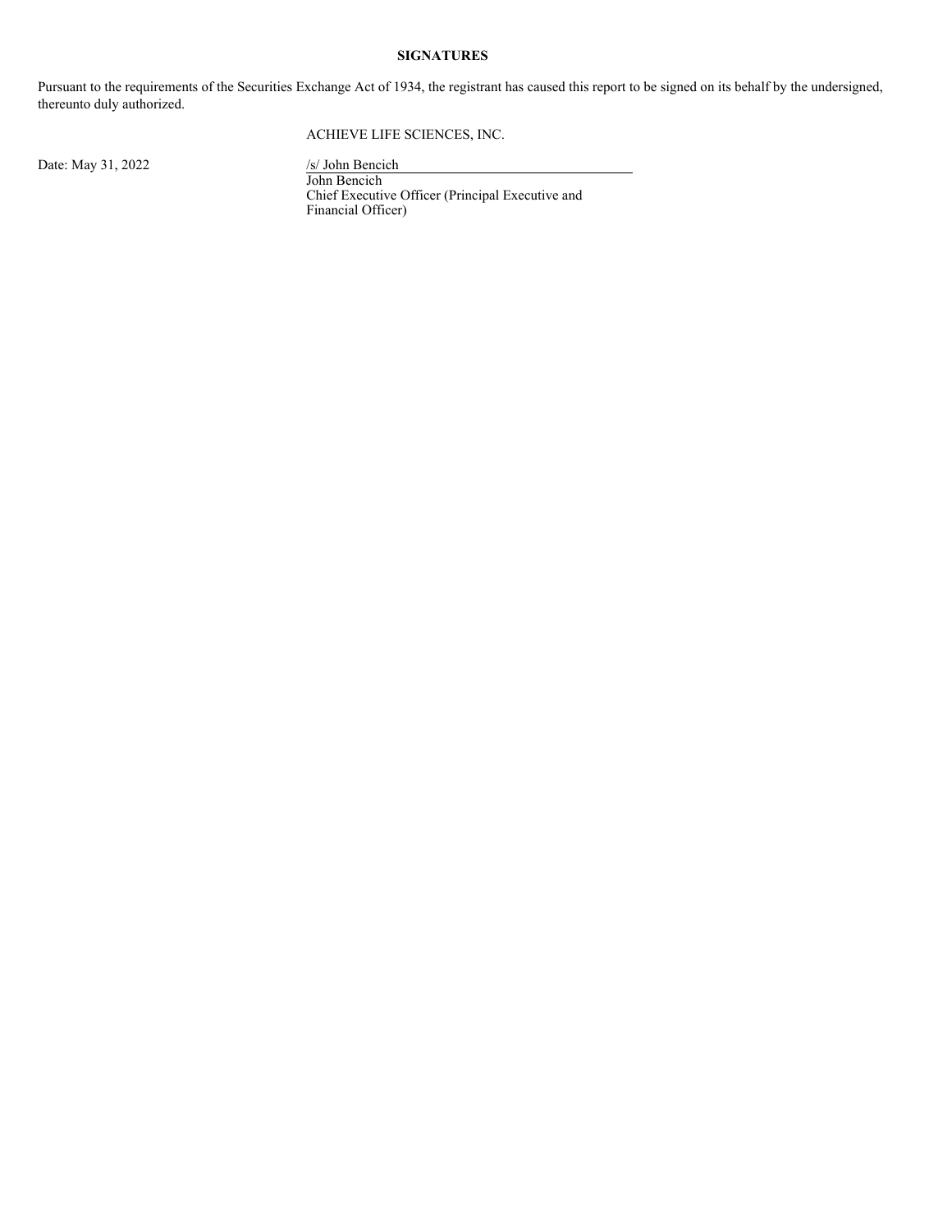**SIGNATURES**

Pursuant to the requirements of the Securities Exchange Act of 1934, the registrant has caused this report to be signed on its behalf by the undersigned, thereunto duly authorized.

ACHIEVE LIFE SCIENCES, INC.

Date: May 31, 2022

/s/ John Bencich

John Bencich

Chief Executive Officer (Principal Executive and Financial Officer)